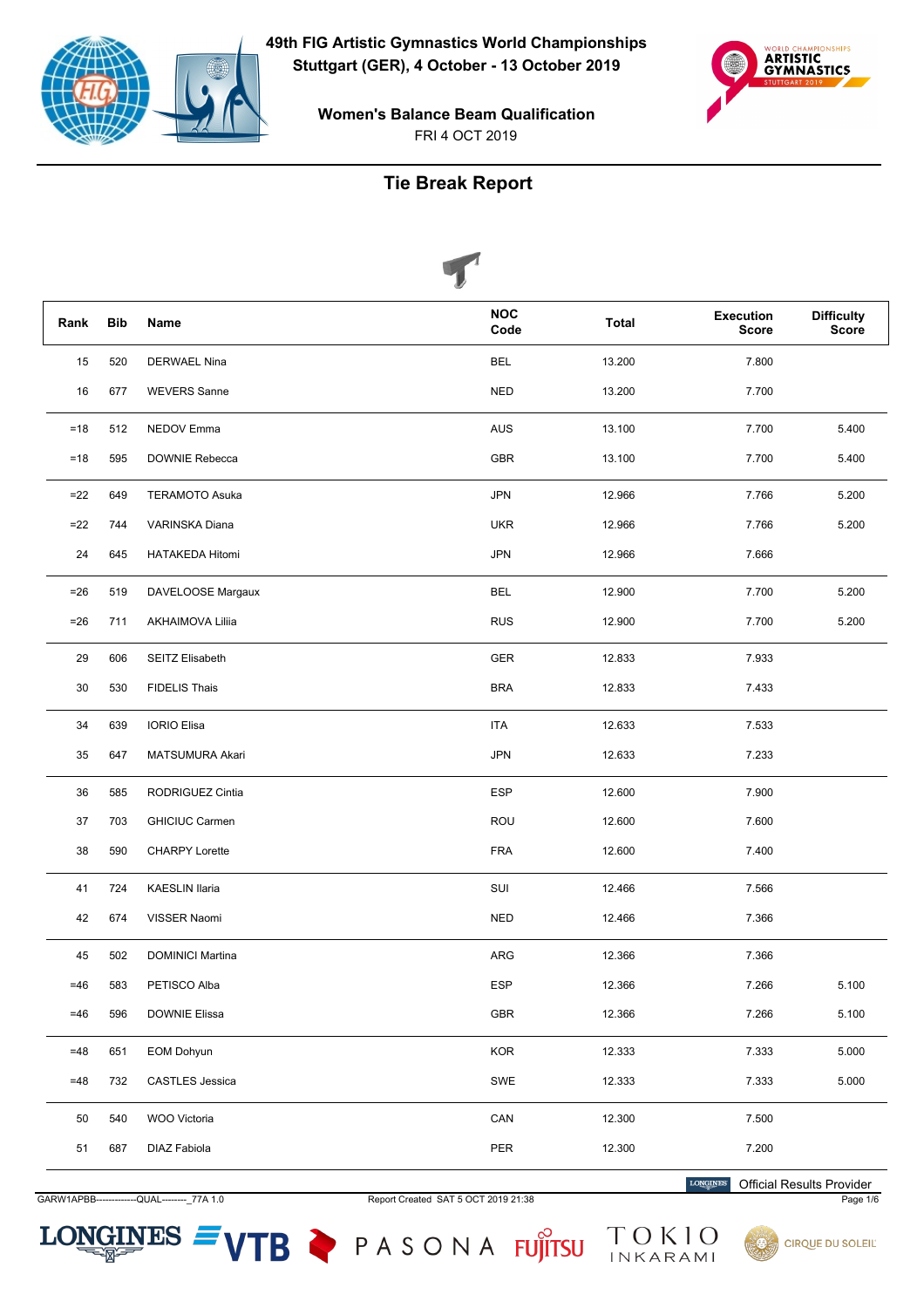# 49th FIG Artistic Gymnastics World Championships

**Stuttgart (GER), 4 October - 13 October 2019**

**Women's Balance Beam Qualification**

FRI 4 OCT 2019

## Tie Break Report

| Rank | Bib | Name | NOC Code | Total | Execution Score | Difficulty Score |
|---|---|---|---|---|---|---|
| 15 | 520 | DERWAEL Nina | BEL | 13.200 | 7.800 | |
| 16 | 677 | WEVERS Sanne | NED | 13.200 | 7.700 | |
| =18 | 512 | NEDOV Emma | AUS | 13.100 | 7.700 | 5.400 |
| =18 | 595 | DOWNIE Rebecca | GBR | 13.100 | 7.700 | 5.400 |
| =22 | 649 | TERAMOTO Asuka | JPN | 12.966 | 7.766 | 5.200 |
| =22 | 744 | VARINSKA Diana | UKR | 12.966 | 7.766 | 5.200 |
| 24 | 645 | HATAKEDA Hitomi | JPN | 12.966 | 7.666 | |
| =26 | 519 | DAVELOOSE Margaux | BEL | 12.900 | 7.700 | 5.200 |
| =26 | 711 | AKHAIMOVA Liliia | RUS | 12.900 | 7.700 | 5.200 |
| 29 | 606 | SEITZ Elisabeth | GER | 12.833 | 7.933 | |
| 30 | 530 | FIDELIS Thais | BRA | 12.833 | 7.433 | |
| 34 | 639 | IORIO Elisa | ITA | 12.633 | 7.533 | |
| 35 | 647 | MATSUMURA Akari | JPN | 12.633 | 7.233 | |
| 36 | 585 | RODRIGUEZ Cintia | ESP | 12.600 | 7.900 | |
| 37 | 703 | GHICIUC Carmen | ROU | 12.600 | 7.600 | |
| 38 | 590 | CHARPY Lorette | FRA | 12.600 | 7.400 | |
| 41 | 724 | KAESLIN Ilaria | SUI | 12.466 | 7.566 | |
| 42 | 674 | VISSER Naomi | NED | 12.466 | 7.366 | |
| 45 | 502 | DOMINICI Martina | ARG | 12.366 | 7.366 | |
| =46 | 583 | PETISCO Alba | ESP | 12.366 | 7.266 | 5.100 |
| =46 | 596 | DOWNIE Elissa | GBR | 12.366 | 7.266 | 5.100 |
| =48 | 651 | EOM Dohyun | KOR | 12.333 | 7.333 | 5.000 |
| =48 | 732 | CASTLES Jessica | SWE | 12.333 | 7.333 | 5.000 |
| 50 | 540 | WOO Victoria | CAN | 12.300 | 7.500 | |
| 51 | 687 | DIAZ Fabiola | PER | 12.300 | 7.200 | |

GARW1APBB-------------QUAL--------_77A 1.0 Report Created SAT 5 OCT 2019 21:38

Official Results Provider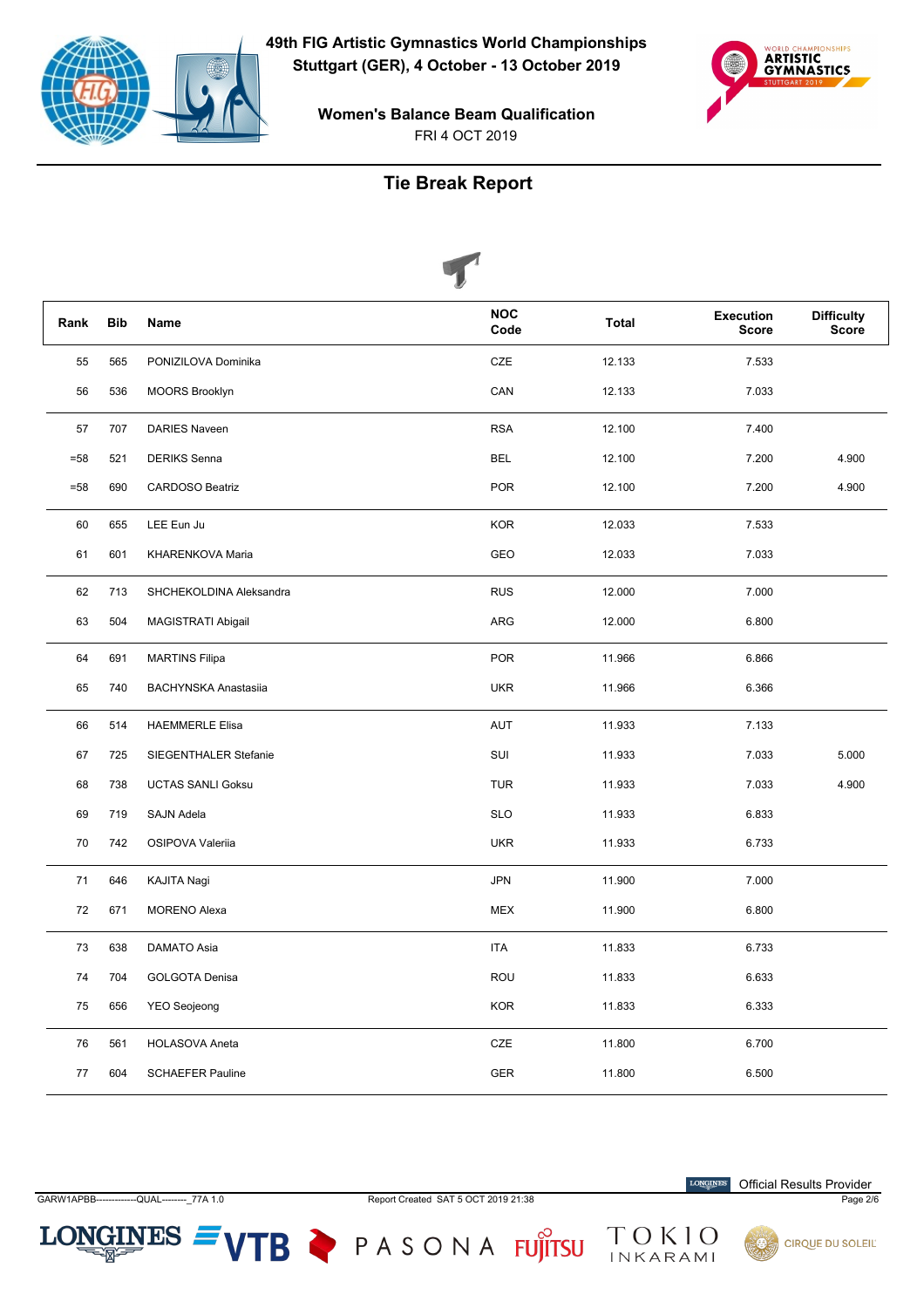# 49th FIG Artistic Gymnastics World Championships

**Stuttgart (GER), 4 October - 13 October 2019**

**Women's Balance Beam Qualification**

FRI 4 OCT 2019

## Tie Break Report

| Rank | Bib | Name | NOC Code | Total | Execution Score | Difficulty Score |
|---|---|---|---|---|---|---|
| 55 | 565 | PONIZILOVA Dominika | CZE | 12.133 | 7.533 | |
| 56 | 536 | MOORS Brooklyn | CAN | 12.133 | 7.033 | |
| 57 | 707 | DARIES Naveen | RSA | 12.100 | 7.400 | |
| =58 | 521 | DERIKS Senna | BEL | 12.100 | 7.200 | 4.900 |
| =58 | 690 | CARDOSO Beatriz | POR | 12.100 | 7.200 | 4.900 |
| 60 | 655 | LEE Eun Ju | KOR | 12.033 | 7.533 | |
| 61 | 601 | KHARENKOVA Maria | GEO | 12.033 | 7.033 | |
| 62 | 713 | SHCHEKOLDINA Aleksandra | RUS | 12.000 | 7.000 | |
| 63 | 504 | MAGISTRATI Abigail | ARG | 12.000 | 6.800 | |
| 64 | 691 | MARTINS Filipa | POR | 11.966 | 6.866 | |
| 65 | 740 | BACHYNSKA Anastasiia | UKR | 11.966 | 6.366 | |
| 66 | 514 | HAEMMERLE Elisa | AUT | 11.933 | 7.133 | |
| 67 | 725 | SIEGENTHALER Stefanie | SUI | 11.933 | 7.033 | 5.000 |
| 68 | 738 | UCTAS SANLI Goksu | TUR | 11.933 | 7.033 | 4.900 |
| 69 | 719 | SAJN Adela | SLO | 11.933 | 6.833 | |
| 70 | 742 | OSIPOVA Valeriia | UKR | 11.933 | 6.733 | |
| 71 | 646 | KAJITA Nagi | JPN | 11.900 | 7.000 | |
| 72 | 671 | MORENO Alexa | MEX | 11.900 | 6.800 | |
| 73 | 638 | DAMATO Asia | ITA | 11.833 | 6.733 | |
| 74 | 704 | GOLGOTA Denisa | ROU | 11.833 | 6.633 | |
| 75 | 656 | YEO Seojeong | KOR | 11.833 | 6.333 | |
| 76 | 561 | HOLASOVA Aneta | CZE | 11.800 | 6.700 | |
| 77 | 604 | SCHAEFER Pauline | GER | 11.800 | 6.500 | |

GARW1APBB--------------QUAL--------_77A 1.0    Report Created SAT 5 OCT 2019 21:38

Official Results Provider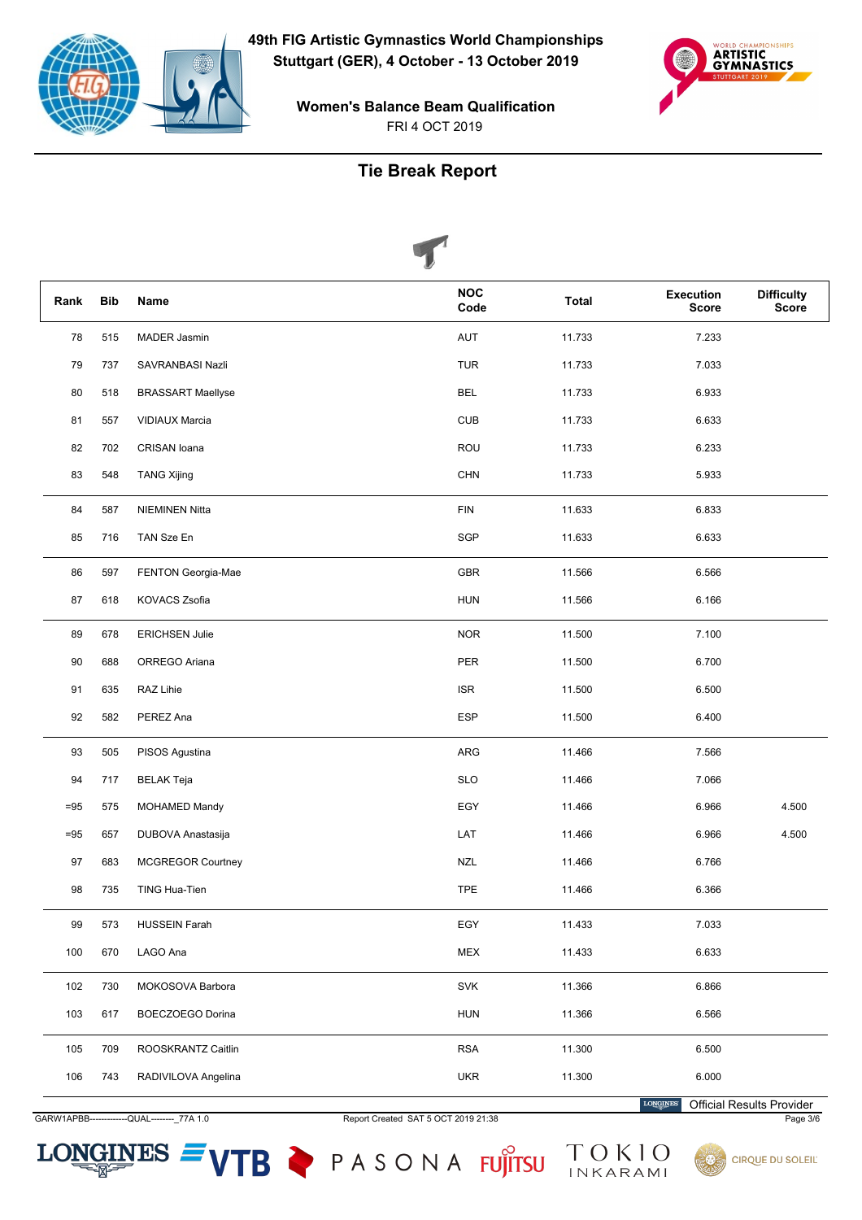# 49th FIG Artistic Gymnastics World Championships

**Stuttgart (GER), 4 October - 13 October 2019**

**Women's Balance Beam Qualification**

FRI 4 OCT 2019

## Tie Break Report

| Rank | Bib | Name | NOC Code | Total | Execution Score | Difficulty Score |
|---|---|---|---|---|---|---|
| 78 | 515 | MADER Jasmin | AUT | 11.733 | 7.233 | |
| 79 | 737 | SAVRANBASI Nazli | TUR | 11.733 | 7.033 | |
| 80 | 518 | BRASSART Maellyse | BEL | 11.733 | 6.933 | |
| 81 | 557 | VIDIAUX Marcia | CUB | 11.733 | 6.633 | |
| 82 | 702 | CRISAN Ioana | ROU | 11.733 | 6.233 | |
| 83 | 548 | TANG Xijing | CHN | 11.733 | 5.933 | |
| 84 | 587 | NIEMINEN Nitta | FIN | 11.633 | 6.833 | |
| 85 | 716 | TAN Sze En | SGP | 11.633 | 6.633 | |
| 86 | 597 | FENTON Georgia-Mae | GBR | 11.566 | 6.566 | |
| 87 | 618 | KOVACS Zsofia | HUN | 11.566 | 6.166 | |
| 89 | 678 | ERICHSEN Julie | NOR | 11.500 | 7.100 | |
| 90 | 688 | ORREGO Ariana | PER | 11.500 | 6.700 | |
| 91 | 635 | RAZ Lihie | ISR | 11.500 | 6.500 | |
| 92 | 582 | PEREZ Ana | ESP | 11.500 | 6.400 | |
| 93 | 505 | PISOS Agustina | ARG | 11.466 | 7.566 | |
| 94 | 717 | BELAK Teja | SLO | 11.466 | 7.066 | |
| =95 | 575 | MOHAMED Mandy | EGY | 11.466 | 6.966 | 4.500 |
| =95 | 657 | DUBOVA Anastasija | LAT | 11.466 | 6.966 | 4.500 |
| 97 | 683 | MCGREGOR Courtney | NZL | 11.466 | 6.766 | |
| 98 | 735 | TING Hua-Tien | TPE | 11.466 | 6.366 | |
| 99 | 573 | HUSSEIN Farah | EGY | 11.433 | 7.033 | |
| 100 | 670 | LAGO Ana | MEX | 11.433 | 6.633 | |
| 102 | 730 | MOKOSOVA Barbora | SVK | 11.366 | 6.866 | |
| 103 | 617 | BOECZOEGO Dorina | HUN | 11.366 | 6.566 | |
| 105 | 709 | ROOSKRANTZ Caitlin | RSA | 11.300 | 6.500 | |
| 106 | 743 | RADIVILOVA Angelina | UKR | 11.300 | 6.000 | |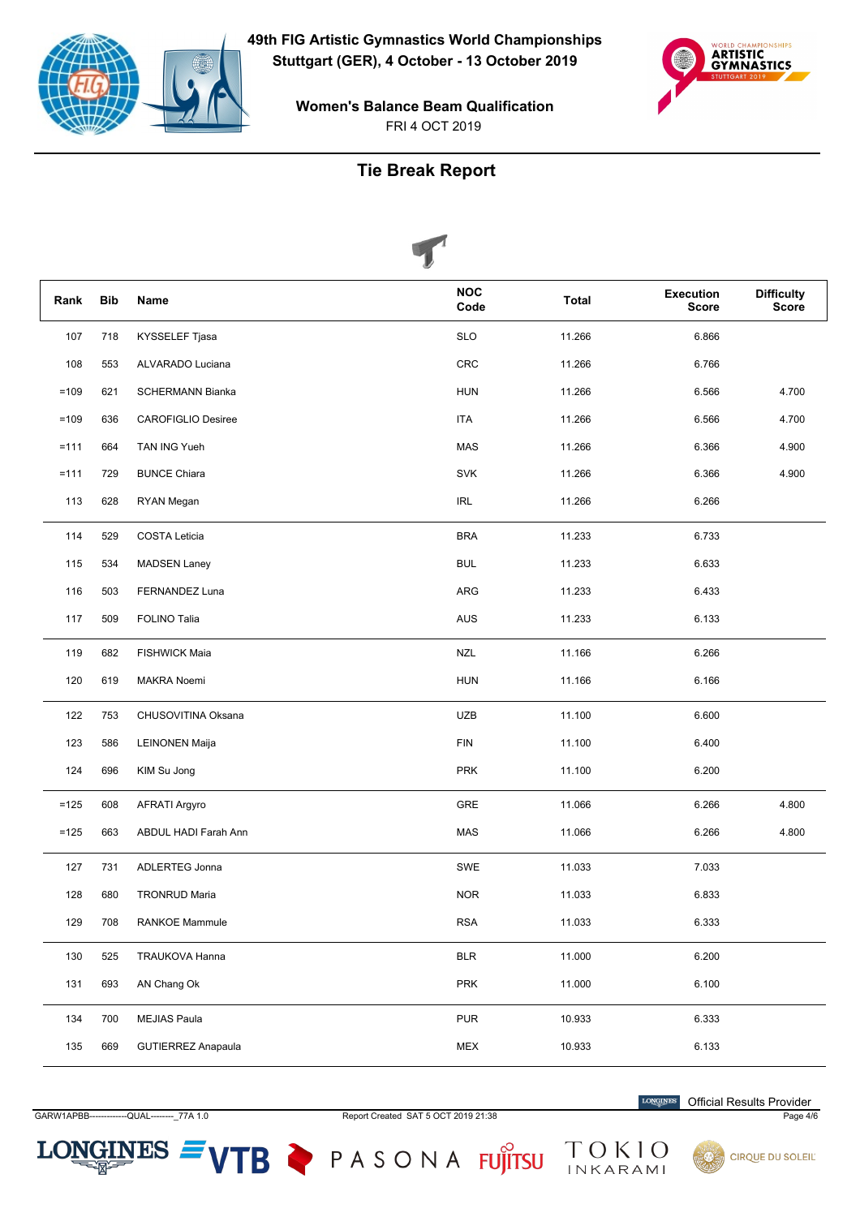# 49th FIG Artistic Gymnastics World Championships

**Stuttgart (GER), 4 October - 13 October 2019**

**Women's Balance Beam Qualification**

FRI 4 OCT 2019

## Tie Break Report

| Rank | Bib | Name | NOC Code | Total | Execution Score | Difficulty Score |
|---|---|---|---|---|---|---|
| 107 | 718 | KYSSELEF Tjasa | SLO | 11.266 | 6.866 | |
| 108 | 553 | ALVARADO Luciana | CRC | 11.266 | 6.766 | |
| =109 | 621 | SCHERMANN Bianka | HUN | 11.266 | 6.566 | 4.700 |
| =109 | 636 | CAROFIGLIO Desiree | ITA | 11.266 | 6.566 | 4.700 |
| =111 | 664 | TAN ING Yueh | MAS | 11.266 | 6.366 | 4.900 |
| =111 | 729 | BUNCE Chiara | SVK | 11.266 | 6.366 | 4.900 |
| 113 | 628 | RYAN Megan | IRL | 11.266 | 6.266 | |
| 114 | 529 | COSTA Leticia | BRA | 11.233 | 6.733 | |
| 115 | 534 | MADSEN Laney | BUL | 11.233 | 6.633 | |
| 116 | 503 | FERNANDEZ Luna | ARG | 11.233 | 6.433 | |
| 117 | 509 | FOLINO Talia | AUS | 11.233 | 6.133 | |
| 119 | 682 | FISHWICK Maia | NZL | 11.166 | 6.266 | |
| 120 | 619 | MAKRA Noemi | HUN | 11.166 | 6.166 | |
| 122 | 753 | CHUSOVITINA Oksana | UZB | 11.100 | 6.600 | |
| 123 | 586 | LEINONEN Maija | FIN | 11.100 | 6.400 | |
| 124 | 696 | KIM Su Jong | PRK | 11.100 | 6.200 | |
| =125 | 608 | AFRATI Argyro | GRE | 11.066 | 6.266 | 4.800 |
| =125 | 663 | ABDUL HADI Farah Ann | MAS | 11.066 | 6.266 | 4.800 |
| 127 | 731 | ADLERTEG Jonna | SWE | 11.033 | 7.033 | |
| 128 | 680 | TRONRUD Maria | NOR | 11.033 | 6.833 | |
| 129 | 708 | RANKOE Mammule | RSA | 11.033 | 6.333 | |
| 130 | 525 | TRAUKOVA Hanna | BLR | 11.000 | 6.200 | |
| 131 | 693 | AN Chang Ok | PRK | 11.000 | 6.100 | |
| 134 | 700 | MEJIAS Paula | PUR | 10.933 | 6.333 | |
| 135 | 669 | GUTIERREZ Anapaula | MEX | 10.933 | 6.133 | |

GARW1APBB-------------QUAL--------_77A 1.0 Report Created SAT 5 OCT 2019 21:38

Official Results Provider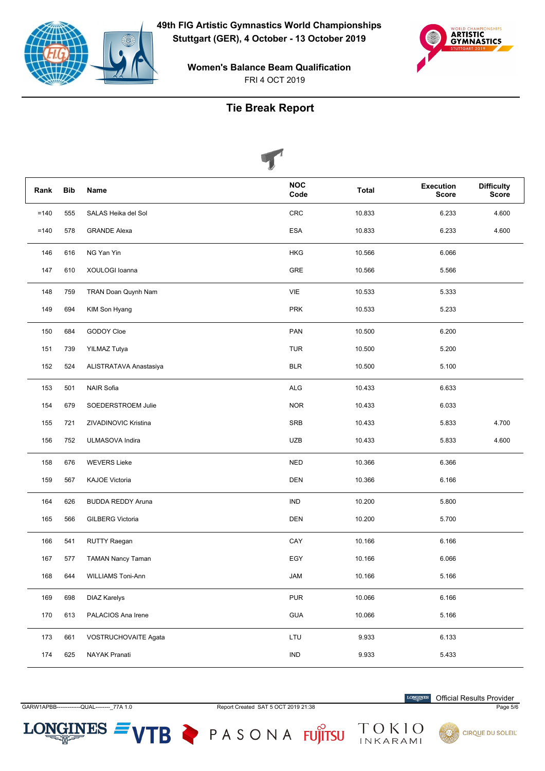# 49th FIG Artistic Gymnastics World Championships

**Stuttgart (GER), 4 October - 13 October 2019**

**Women's Balance Beam Qualification**

FRI 4 OCT 2019

## Tie Break Report

| Rank | Bib | Name | NOC Code | Total | Execution Score | Difficulty Score |
|---|---|---|---|---|---|---|
| =140 | 555 | SALAS Heika del Sol | CRC | 10.833 | 6.233 | 4.600 |
| =140 | 578 | GRANDE Alexa | ESA | 10.833 | 6.233 | 4.600 |
| 146 | 616 | NG Yan Yin | HKG | 10.566 | 6.066 | |
| 147 | 610 | XOULOGI Ioanna | GRE | 10.566 | 5.566 | |
| 148 | 759 | TRAN Doan Quynh Nam | VIE | 10.533 | 5.333 | |
| 149 | 694 | KIM Son Hyang | PRK | 10.533 | 5.233 | |
| 150 | 684 | GODOY Cloe | PAN | 10.500 | 6.200 | |
| 151 | 739 | YILMAZ Tutya | TUR | 10.500 | 5.200 | |
| 152 | 524 | ALISTRATAVA Anastasiya | BLR | 10.500 | 5.100 | |
| 153 | 501 | NAIR Sofia | ALG | 10.433 | 6.633 | |
| 154 | 679 | SOEDERSTROEM Julie | NOR | 10.433 | 6.033 | |
| 155 | 721 | ZIVADINOVIC Kristina | SRB | 10.433 | 5.833 | 4.700 |
| 156 | 752 | ULMASOVA Indira | UZB | 10.433 | 5.833 | 4.600 |
| 158 | 676 | WEVERS Lieke | NED | 10.366 | 6.366 | |
| 159 | 567 | KAJOE Victoria | DEN | 10.366 | 6.166 | |
| 164 | 626 | BUDDA REDDY Aruna | IND | 10.200 | 5.800 | |
| 165 | 566 | GILBERG Victoria | DEN | 10.200 | 5.700 | |
| 166 | 541 | RUTTY Raegan | CAY | 10.166 | 6.166 | |
| 167 | 577 | TAMAN Nancy Taman | EGY | 10.166 | 6.066 | |
| 168 | 644 | WILLIAMS Toni-Ann | JAM | 10.166 | 5.166 | |
| 169 | 698 | DIAZ Karelys | PUR | 10.066 | 6.166 | |
| 170 | 613 | PALACIOS Ana Irene | GUA | 10.066 | 5.166 | |
| 173 | 661 | VOSTRUCHOVAITE Agata | LTU | 9.933 | 6.133 | |
| 174 | 625 | NAYAK Pranati | IND | 9.933 | 5.433 | |

GARW1APBB-------------QUAL--------_77A 1.0 — Report Created SAT 5 OCT 2019 21:38 — Official Results Provider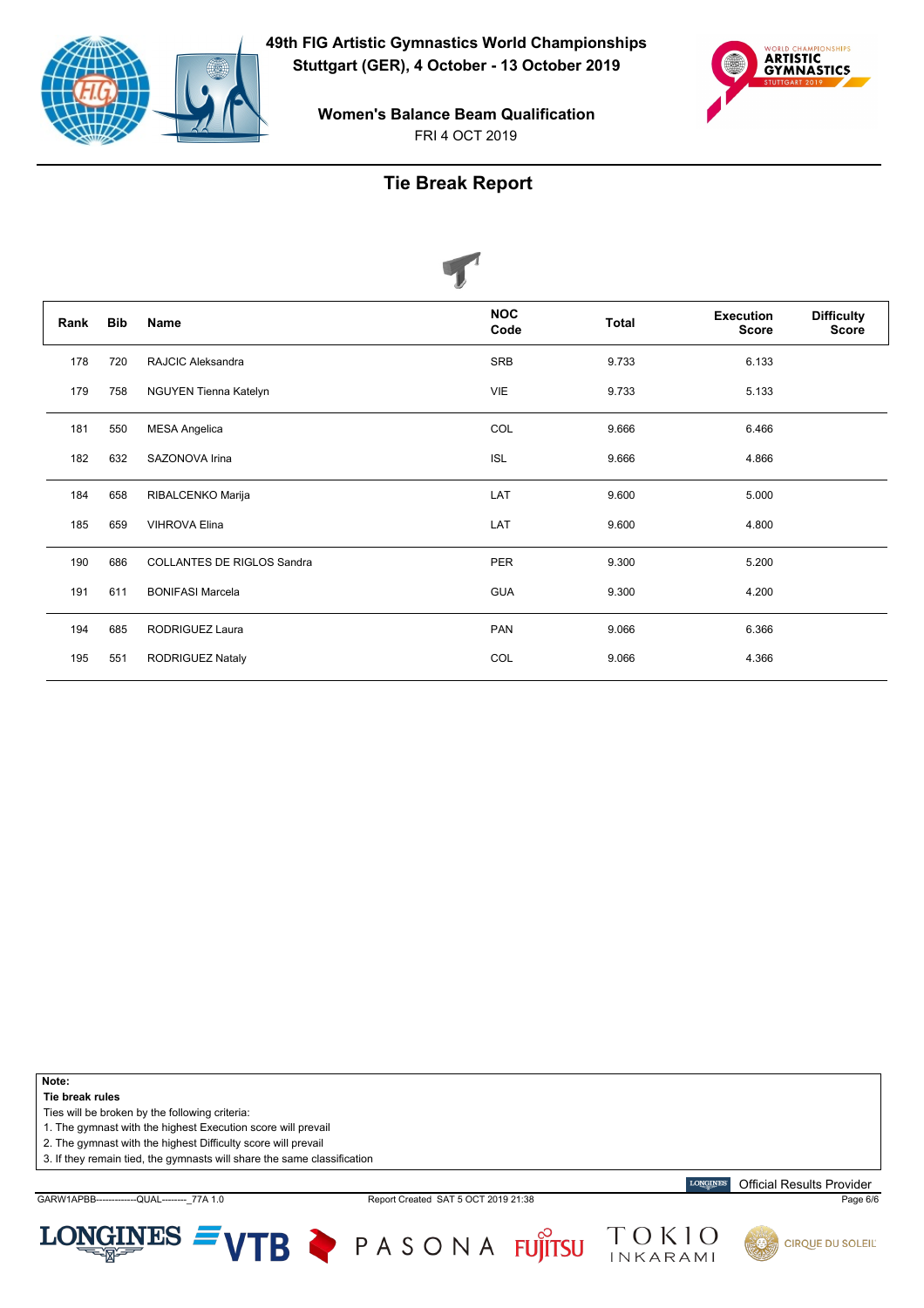# 49th FIG Artistic Gymnastics World Championships

**Stuttgart (GER), 4 October - 13 October 2019**

**Women's Balance Beam Qualification**

FRI 4 OCT 2019

## Tie Break Report

| Rank | Bib | Name | NOC Code | Total | Execution Score | Difficulty Score |
|---|---|---|---|---|---|---|
| 178 | 720 | RAJCIC Aleksandra | SRB | 9.733 | 6.133 | |
| 179 | 758 | NGUYEN Tienna Katelyn | VIE | 9.733 | 5.133 | |
| 181 | 550 | MESA Angelica | COL | 9.666 | 6.466 | |
| 182 | 632 | SAZONOVA Irina | ISL | 9.666 | 4.866 | |
| 184 | 658 | RIBALCENKO Marija | LAT | 9.600 | 5.000 | |
| 185 | 659 | VIHROVA Elina | LAT | 9.600 | 4.800 | |
| 190 | 686 | COLLANTES DE RIGLOS Sandra | PER | 9.300 | 5.200 | |
| 191 | 611 | BONIFASI Marcela | GUA | 9.300 | 4.200 | |
| 194 | 685 | RODRIGUEZ Laura | PAN | 9.066 | 6.366 | |
| 195 | 551 | RODRIGUEZ Nataly | COL | 9.066 | 4.366 | |

**Note:**
**Tie break rules**
Ties will be broken by the following criteria:
1. The gymnast with the highest Execution score will prevail
2. The gymnast with the highest Difficulty score will prevail
3. If they remain tied, the gymnasts will share the same classification

GARW1APBB-------------QUAL--------_77A 1.0    Report Created SAT 5 OCT 2019 21:38    Official Results Provider